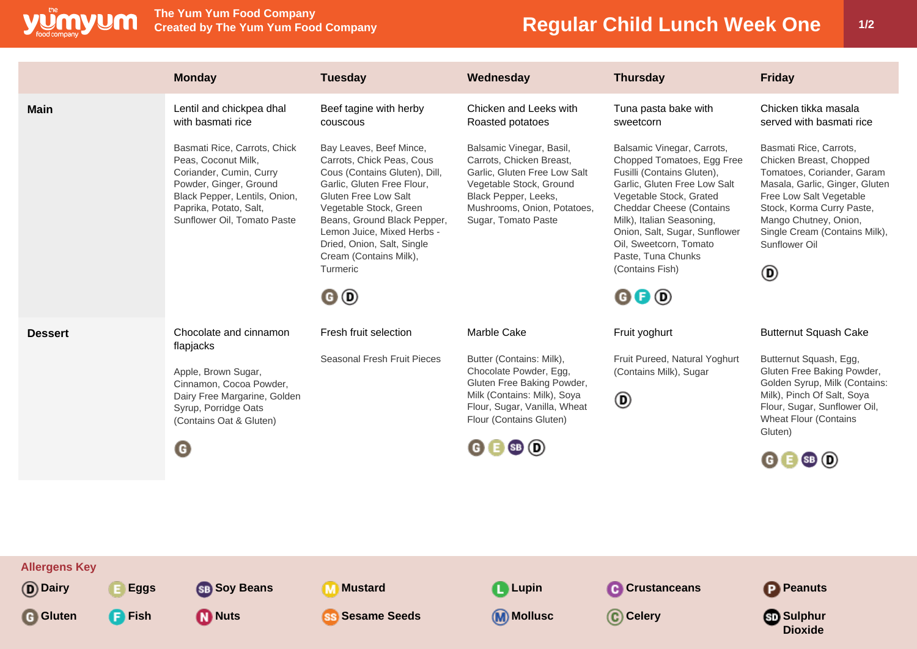# Regular Child Lunch Week One

The Yum Yum Food Company
Created by The Yum Yum Food Company

| | Monday | Tuesday | Wednesday | Thursday | Friday |
|---|---|---|---|---|---|
| **Main** | Lentil and chickpea dhal with basmati rice<br><br>Basmati Rice, Carrots, Chick Peas, Coconut Milk, Coriander, Cumin, Curry Powder, Ginger, Ground Black Pepper, Lentils, Onion, Paprika, Potato, Salt, Sunflower Oil, Tomato Paste | Beef tagine with herby couscous<br><br>Bay Leaves, Beef Mince, Carrots, Chick Peas, Cous Cous (Contains Gluten), Dill, Garlic, Gluten Free Flour, Gluten Free Low Salt Vegetable Stock, Green Beans, Ground Black Pepper, Lemon Juice, Mixed Herbs - Dried, Onion, Salt, Single Cream (Contains Milk), Turmeric<br><br>G D | Chicken and Leeks with Roasted potatoes<br><br>Balsamic Vinegar, Basil, Carrots, Chicken Breast, Garlic, Gluten Free Low Salt Vegetable Stock, Ground Black Pepper, Leeks, Mushrooms, Onion, Potatoes, Sugar, Tomato Paste | Tuna pasta bake with sweetcorn<br><br>Balsamic Vinegar, Carrots, Chopped Tomatoes, Egg Free Fusilli (Contains Gluten), Garlic, Gluten Free Low Salt Vegetable Stock, Grated Cheddar Cheese (Contains Milk), Italian Seasoning, Onion, Salt, Sugar, Sunflower Oil, Sweetcorn, Tomato Paste, Tuna Chunks (Contains Fish)<br><br>G F D | Chicken tikka masala served with basmati rice<br><br>Basmati Rice, Carrots, Chicken Breast, Chopped Tomatoes, Coriander, Garam Masala, Garlic, Ginger, Gluten Free Low Salt Vegetable Stock, Korma Curry Paste, Mango Chutney, Onion, Single Cream (Contains Milk), Sunflower Oil<br><br>D |
| **Dessert** | Chocolate and cinnamon flapjacks<br><br>Apple, Brown Sugar, Cinnamon, Cocoa Powder, Dairy Free Margarine, Golden Syrup, Porridge Oats (Contains Oat & Gluten)<br><br>G | Fresh fruit selection<br><br>Seasonal Fresh Fruit Pieces | Marble Cake<br><br>Butter (Contains: Milk), Chocolate Powder, Egg, Gluten Free Baking Powder, Milk (Contains: Milk), Soya Flour, Sugar, Vanilla, Wheat Flour (Contains Gluten)<br><br>G E SB D | Fruit yoghurt<br><br>Fruit Pureed, Natural Yoghurt (Contains Milk), Sugar<br><br>D | Butternut Squash Cake<br><br>Butternut Squash, Egg, Gluten Free Baking Powder, Golden Syrup, Milk (Contains: Milk), Pinch Of Salt, Soya Flour, Sugar, Sunflower Oil, Wheat Flour (Contains Gluten)<br><br>G E SB D |

## Allergens Key

- D Dairy
- E Eggs
- SB Soy Beans
- M Mustard
- L Lupin
- C Crustaceans
- P Peanuts
- G Gluten
- F Fish
- N Nuts
- SS Sesame Seeds
- M Mollusc
- C Celery
- SD Sulphur Dioxide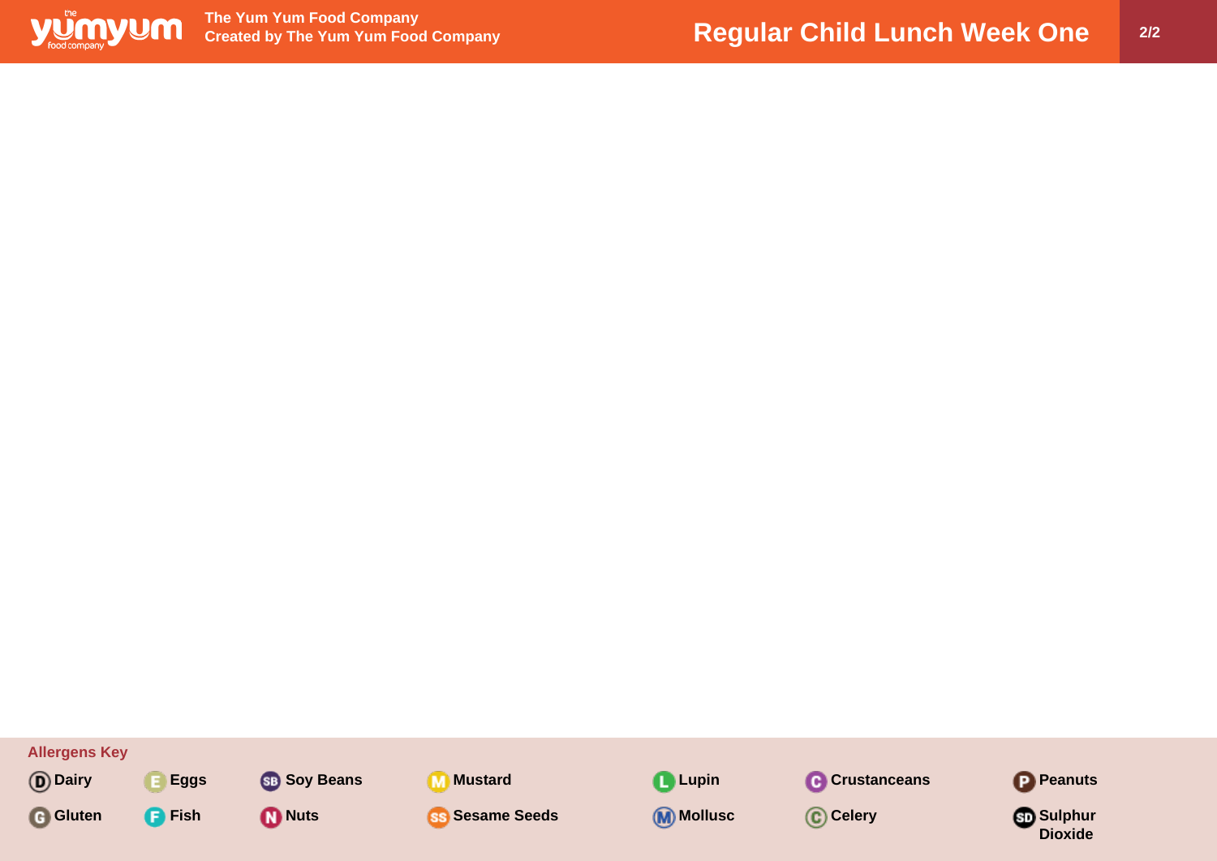## Allergens Key

- (D) Dairy
- (E) Eggs
- (SB) Soy Beans
- (M) Mustard
- (L) Lupin
- (C) Crustanceans
- (P) Peanuts
- (G) Gluten
- (F) Fish
- (N) Nuts
- (SS) Sesame Seeds
- (M) Mollusc
- (C) Celery
- (SD) Sulphur Dioxide